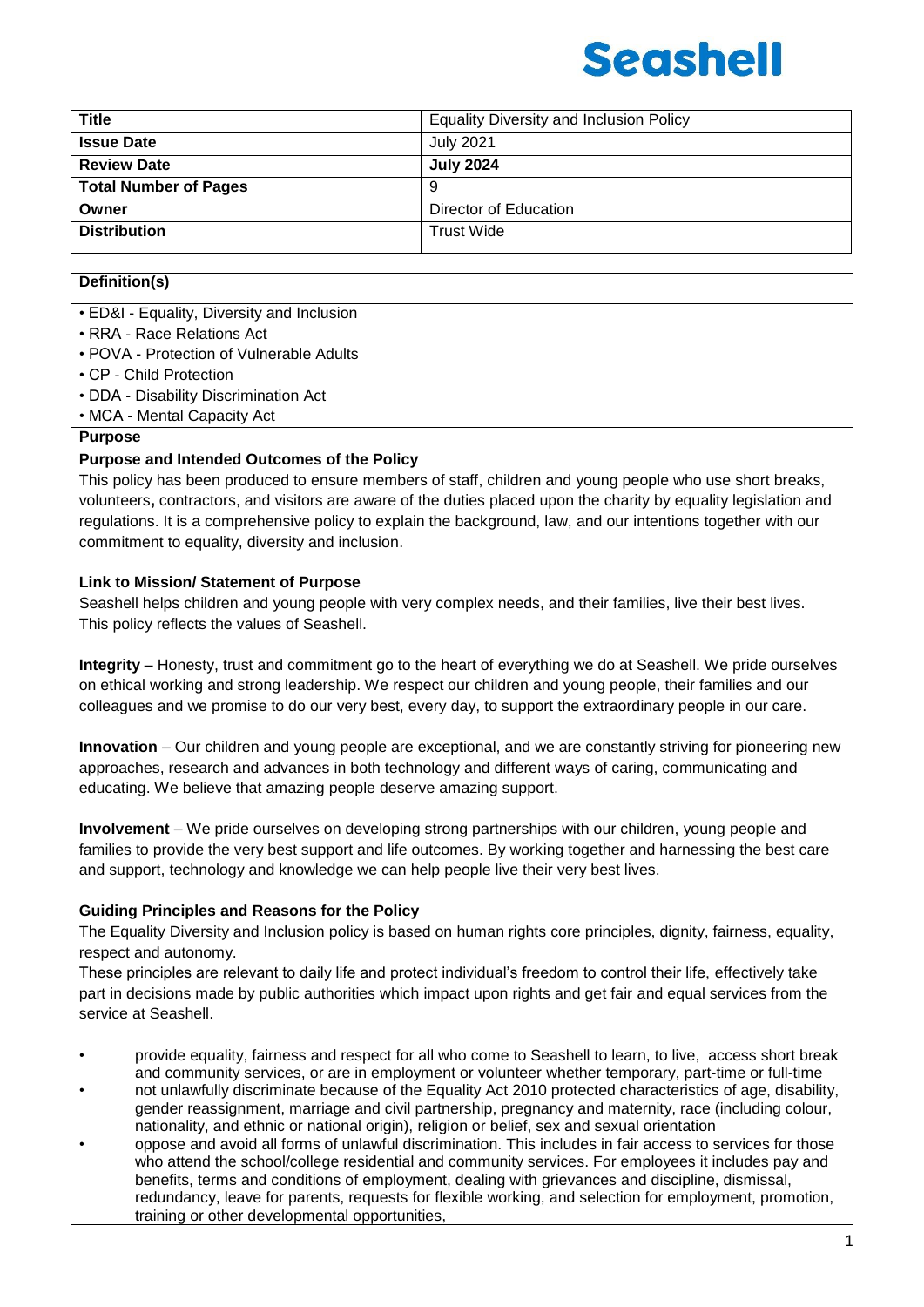# Seashell

| Title | Equality Diversity and Inclusion Policy |
|---|---|
| **Issue Date** | July 2021 |
| **Review Date** | **July 2024** |
| **Total Number of Pages** | 9 |
| **Owner** | Director of Education |
| **Distribution** | Trust Wide |

## Definition(s)

- ED&I - Equality, Diversity and Inclusion
- RRA - Race Relations Act
- POVA - Protection of Vulnerable Adults
- CP - Child Protection
- DDA - Disability Discrimination Act
- MCA - Mental Capacity Act

## Purpose

### Purpose and Intended Outcomes of the Policy

This policy has been produced to ensure members of staff, children and young people who use short breaks, volunteers**,** contractors, and visitors are aware of the duties placed upon the charity by equality legislation and regulations. It is a comprehensive policy to explain the background, law, and our intentions together with our commitment to equality, diversity and inclusion.

### Link to Mission/ Statement of Purpose

Seashell helps children and young people with very complex needs, and their families, live their best lives. This policy reflects the values of Seashell.

**Integrity** – Honesty, trust and commitment go to the heart of everything we do at Seashell. We pride ourselves on ethical working and strong leadership. We respect our children and young people, their families and our colleagues and we promise to do our very best, every day, to support the extraordinary people in our care.

**Innovation** – Our children and young people are exceptional, and we are constantly striving for pioneering new approaches, research and advances in both technology and different ways of caring, communicating and educating. We believe that amazing people deserve amazing support.

**Involvement** – We pride ourselves on developing strong partnerships with our children, young people and families to provide the very best support and life outcomes. By working together and harnessing the best care and support, technology and knowledge we can help people live their very best lives.

### Guiding Principles and Reasons for the Policy

The Equality Diversity and Inclusion policy is based on human rights core principles, dignity, fairness, equality, respect and autonomy.

These principles are relevant to daily life and protect individual's freedom to control their life, effectively take part in decisions made by public authorities which impact upon rights and get fair and equal services from the service at Seashell.

- provide equality, fairness and respect for all who come to Seashell to learn, to live, access short break and community services, or are in employment or volunteer whether temporary, part-time or full-time
- not unlawfully discriminate because of the Equality Act 2010 protected characteristics of age, disability, gender reassignment, marriage and civil partnership, pregnancy and maternity, race (including colour, nationality, and ethnic or national origin), religion or belief, sex and sexual orientation
- oppose and avoid all forms of unlawful discrimination. This includes in fair access to services for those who attend the school/college residential and community services. For employees it includes pay and benefits, terms and conditions of employment, dealing with grievances and discipline, dismissal, redundancy, leave for parents, requests for flexible working, and selection for employment, promotion, training or other developmental opportunities,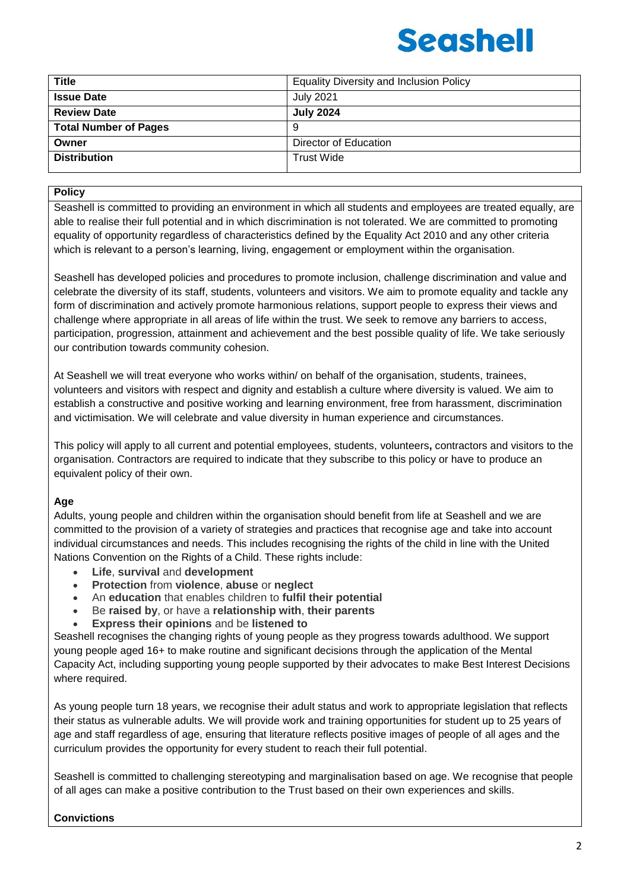| Title | Equality Diversity and Inclusion Policy |
| --- | --- |
| **Issue Date** | July 2021 |
| **Review Date** | **July 2024** |
| **Total Number of Pages** | 9 |
| **Owner** | Director of Education |
| **Distribution** | Trust Wide |

**Policy**

Seashell is committed to providing an environment in which all students and employees are treated equally, are able to realise their full potential and in which discrimination is not tolerated. We are committed to promoting equality of opportunity regardless of characteristics defined by the Equality Act 2010 and any other criteria which is relevant to a person's learning, living, engagement or employment within the organisation.

Seashell has developed policies and procedures to promote inclusion, challenge discrimination and value and celebrate the diversity of its staff, students, volunteers and visitors. We aim to promote equality and tackle any form of discrimination and actively promote harmonious relations, support people to express their views and challenge where appropriate in all areas of life within the trust. We seek to remove any barriers to access, participation, progression, attainment and achievement and the best possible quality of life. We take seriously our contribution towards community cohesion.

At Seashell we will treat everyone who works within/ on behalf of the organisation, students, trainees, volunteers and visitors with respect and dignity and establish a culture where diversity is valued. We aim to establish a constructive and positive working and learning environment, free from harassment, discrimination and victimisation. We will celebrate and value diversity in human experience and circumstances.

This policy will apply to all current and potential employees, students, volunteers**,** contractors and visitors to the organisation. Contractors are required to indicate that they subscribe to this policy or have to produce an equivalent policy of their own.

**Age**

Adults, young people and children within the organisation should benefit from life at Seashell and we are committed to the provision of a variety of strategies and practices that recognise age and take into account individual circumstances and needs. This includes recognising the rights of the child in line with the United Nations Convention on the Rights of a Child. These rights include:

- **Life**, **survival** and **development**
- **Protection** from **violence**, **abuse** or **neglect**
- An **education** that enables children to **fulfil their potential**
- Be **raised by**, or have a **relationship with**, **their parents**
- **Express their opinions** and be **listened to**

Seashell recognises the changing rights of young people as they progress towards adulthood. We support young people aged 16+ to make routine and significant decisions through the application of the Mental Capacity Act, including supporting young people supported by their advocates to make Best Interest Decisions where required.

As young people turn 18 years, we recognise their adult status and work to appropriate legislation that reflects their status as vulnerable adults. We will provide work and training opportunities for student up to 25 years of age and staff regardless of age, ensuring that literature reflects positive images of people of all ages and the curriculum provides the opportunity for every student to reach their full potential.

Seashell is committed to challenging stereotyping and marginalisation based on age. We recognise that people of all ages can make a positive contribution to the Trust based on their own experiences and skills.

**Convictions**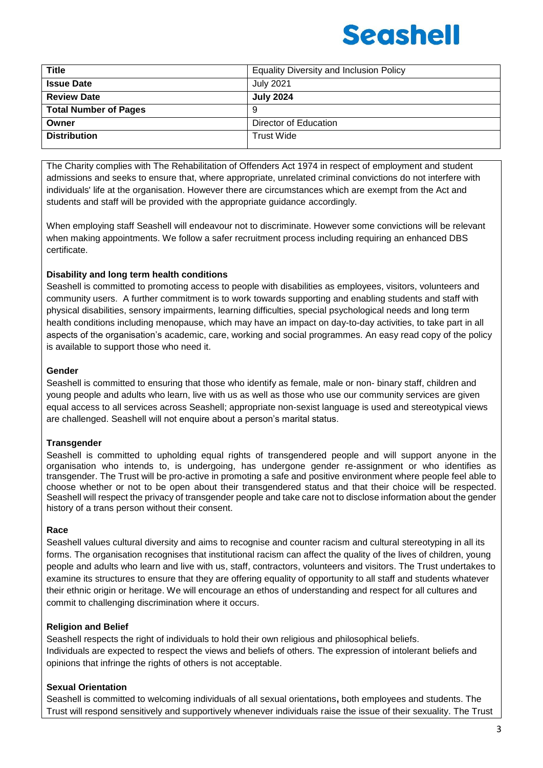| Title | Equality Diversity and Inclusion Policy |
| --- | --- |
| **Issue Date** | July 2021 |
| **Review Date** | **July 2024** |
| **Total Number of Pages** | 9 |
| **Owner** | Director of Education |
| **Distribution** | Trust Wide |

The Charity complies with The Rehabilitation of Offenders Act 1974 in respect of employment and student admissions and seeks to ensure that, where appropriate, unrelated criminal convictions do not interfere with individuals' life at the organisation. However there are circumstances which are exempt from the Act and students and staff will be provided with the appropriate guidance accordingly.

When employing staff Seashell will endeavour not to discriminate. However some convictions will be relevant when making appointments. We follow a safer recruitment process including requiring an enhanced DBS certificate.

**Disability and long term health conditions**

Seashell is committed to promoting access to people with disabilities as employees, visitors, volunteers and community users. A further commitment is to work towards supporting and enabling students and staff with physical disabilities, sensory impairments, learning difficulties, special psychological needs and long term health conditions including menopause, which may have an impact on day-to-day activities, to take part in all aspects of the organisation's academic, care, working and social programmes. An easy read copy of the policy is available to support those who need it.

**Gender**

Seashell is committed to ensuring that those who identify as female, male or non- binary staff, children and young people and adults who learn, live with us as well as those who use our community services are given equal access to all services across Seashell; appropriate non-sexist language is used and stereotypical views are challenged. Seashell will not enquire about a person's marital status.

**Transgender**

Seashell is committed to upholding equal rights of transgendered people and will support anyone in the organisation who intends to, is undergoing, has undergone gender re-assignment or who identifies as transgender. The Trust will be pro-active in promoting a safe and positive environment where people feel able to choose whether or not to be open about their transgendered status and that their choice will be respected. Seashell will respect the privacy of transgender people and take care not to disclose information about the gender history of a trans person without their consent.

**Race**

Seashell values cultural diversity and aims to recognise and counter racism and cultural stereotyping in all its forms. The organisation recognises that institutional racism can affect the quality of the lives of children, young people and adults who learn and live with us, staff, contractors, volunteers and visitors. The Trust undertakes to examine its structures to ensure that they are offering equality of opportunity to all staff and students whatever their ethnic origin or heritage. We will encourage an ethos of understanding and respect for all cultures and commit to challenging discrimination where it occurs.

**Religion and Belief**

Seashell respects the right of individuals to hold their own religious and philosophical beliefs.
Individuals are expected to respect the views and beliefs of others. The expression of intolerant beliefs and opinions that infringe the rights of others is not acceptable.

**Sexual Orientation**

Seashell is committed to welcoming individuals of all sexual orientations**,** both employees and students. The Trust will respond sensitively and supportively whenever individuals raise the issue of their sexuality. The Trust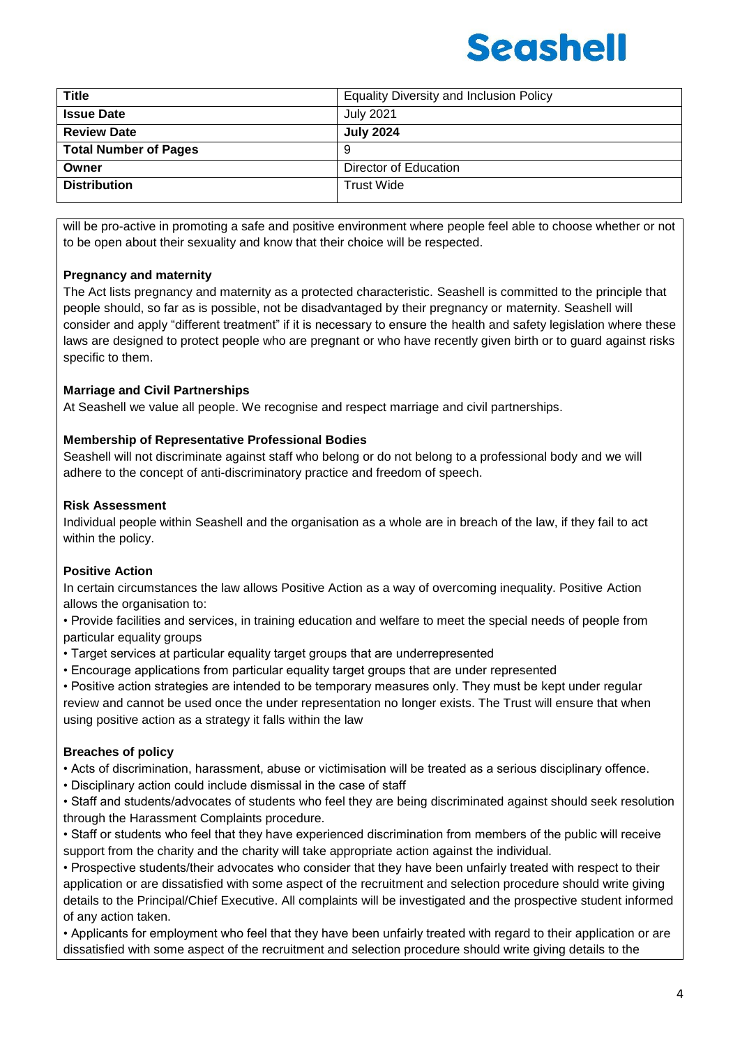| Title | Equality Diversity and Inclusion Policy |
|---|---|
| **Issue Date** | July 2021 |
| **Review Date** | **July 2024** |
| **Total Number of Pages** | 9 |
| **Owner** | Director of Education |
| **Distribution** | Trust Wide |

will be pro-active in promoting a safe and positive environment where people feel able to choose whether or not to be open about their sexuality and know that their choice will be respected.

**Pregnancy and maternity**

The Act lists pregnancy and maternity as a protected characteristic. Seashell is committed to the principle that people should, so far as is possible, not be disadvantaged by their pregnancy or maternity. Seashell will consider and apply "different treatment" if it is necessary to ensure the health and safety legislation where these laws are designed to protect people who are pregnant or who have recently given birth or to guard against risks specific to them.

**Marriage and Civil Partnerships**

At Seashell we value all people. We recognise and respect marriage and civil partnerships.

**Membership of Representative Professional Bodies**

Seashell will not discriminate against staff who belong or do not belong to a professional body and we will adhere to the concept of anti-discriminatory practice and freedom of speech.

**Risk Assessment**

Individual people within Seashell and the organisation as a whole are in breach of the law, if they fail to act within the policy.

**Positive Action**

In certain circumstances the law allows Positive Action as a way of overcoming inequality. Positive Action allows the organisation to:

- Provide facilities and services, in training education and welfare to meet the special needs of people from particular equality groups
- Target services at particular equality target groups that are underrepresented
- Encourage applications from particular equality target groups that are under represented
- Positive action strategies are intended to be temporary measures only. They must be kept under regular review and cannot be used once the under representation no longer exists. The Trust will ensure that when using positive action as a strategy it falls within the law

**Breaches of policy**

- Acts of discrimination, harassment, abuse or victimisation will be treated as a serious disciplinary offence.
- Disciplinary action could include dismissal in the case of staff
- Staff and students/advocates of students who feel they are being discriminated against should seek resolution through the Harassment Complaints procedure.
- Staff or students who feel that they have experienced discrimination from members of the public will receive support from the charity and the charity will take appropriate action against the individual.
- Prospective students/their advocates who consider that they have been unfairly treated with respect to their application or are dissatisfied with some aspect of the recruitment and selection procedure should write giving details to the Principal/Chief Executive. All complaints will be investigated and the prospective student informed of any action taken.
- Applicants for employment who feel that they have been unfairly treated with regard to their application or are dissatisfied with some aspect of the recruitment and selection procedure should write giving details to the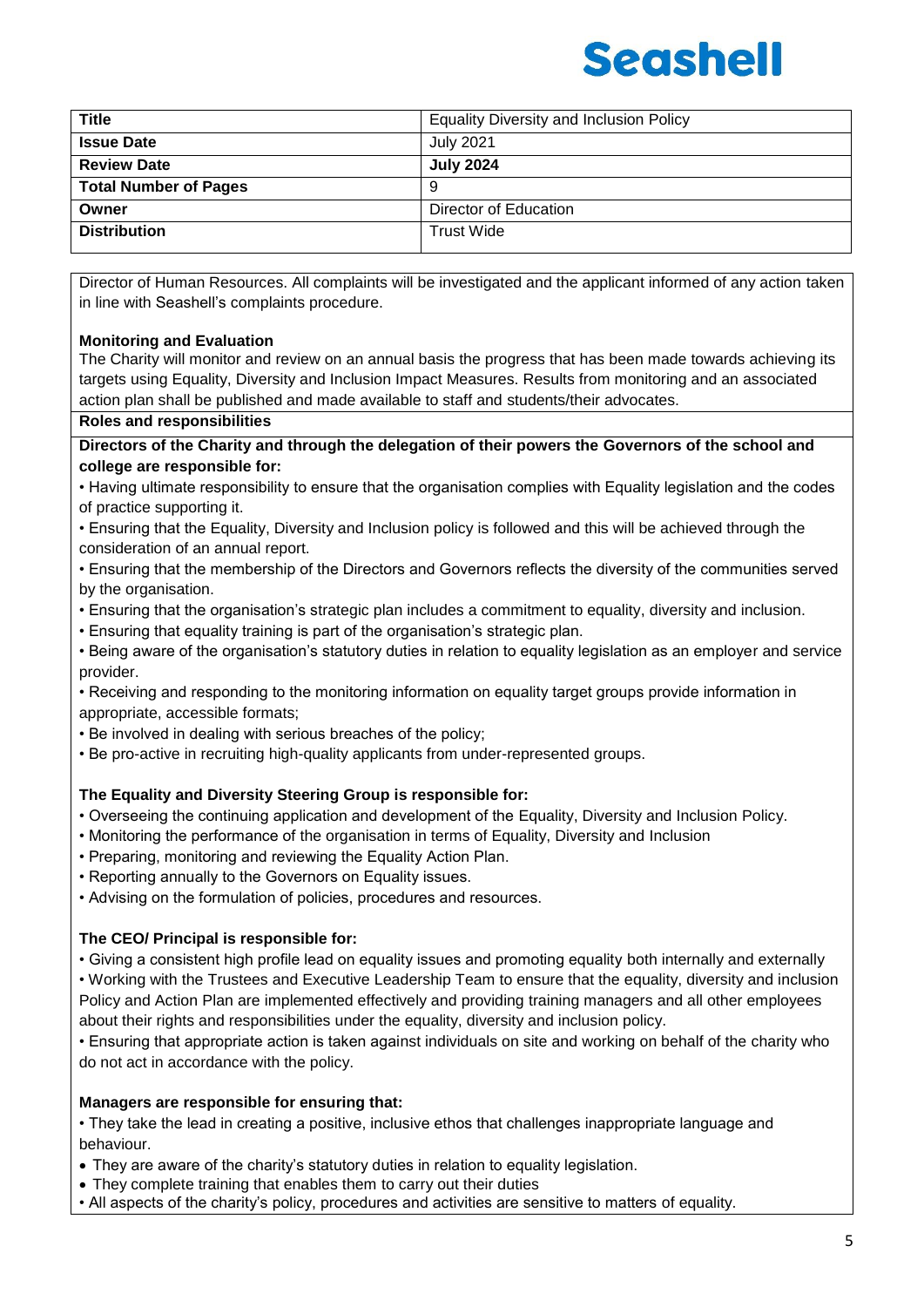| Title | Equality Diversity and Inclusion Policy |
|---|---|
| **Issue Date** | July 2021 |
| **Review Date** | **July 2024** |
| **Total Number of Pages** | 9 |
| **Owner** | Director of Education |
| **Distribution** | Trust Wide |

Director of Human Resources. All complaints will be investigated and the applicant informed of any action taken in line with Seashell's complaints procedure.

**Monitoring and Evaluation**

The Charity will monitor and review on an annual basis the progress that has been made towards achieving its targets using Equality, Diversity and Inclusion Impact Measures. Results from monitoring and an associated action plan shall be published and made available to staff and students/their advocates.

**Roles and responsibilities**

**Directors of the Charity and through the delegation of their powers the Governors of the school and college are responsible for:**

- Having ultimate responsibility to ensure that the organisation complies with Equality legislation and the codes of practice supporting it.
- Ensuring that the Equality, Diversity and Inclusion policy is followed and this will be achieved through the consideration of an annual report.
- Ensuring that the membership of the Directors and Governors reflects the diversity of the communities served by the organisation.
- Ensuring that the organisation's strategic plan includes a commitment to equality, diversity and inclusion.
- Ensuring that equality training is part of the organisation's strategic plan.
- Being aware of the organisation's statutory duties in relation to equality legislation as an employer and service provider.
- Receiving and responding to the monitoring information on equality target groups provide information in appropriate, accessible formats;
- Be involved in dealing with serious breaches of the policy;
- Be pro-active in recruiting high-quality applicants from under-represented groups.

**The Equality and Diversity Steering Group is responsible for:**

- Overseeing the continuing application and development of the Equality, Diversity and Inclusion Policy.
- Monitoring the performance of the organisation in terms of Equality, Diversity and Inclusion
- Preparing, monitoring and reviewing the Equality Action Plan.
- Reporting annually to the Governors on Equality issues.
- Advising on the formulation of policies, procedures and resources.

**The CEO/ Principal is responsible for:**

- Giving a consistent high profile lead on equality issues and promoting equality both internally and externally
- Working with the Trustees and Executive Leadership Team to ensure that the equality, diversity and inclusion Policy and Action Plan are implemented effectively and providing training managers and all other employees about their rights and responsibilities under the equality, diversity and inclusion policy.
- Ensuring that appropriate action is taken against individuals on site and working on behalf of the charity who do not act in accordance with the policy.

**Managers are responsible for ensuring that:**

- They take the lead in creating a positive, inclusive ethos that challenges inappropriate language and behaviour.
- They are aware of the charity's statutory duties in relation to equality legislation.
- They complete training that enables them to carry out their duties
- All aspects of the charity's policy, procedures and activities are sensitive to matters of equality.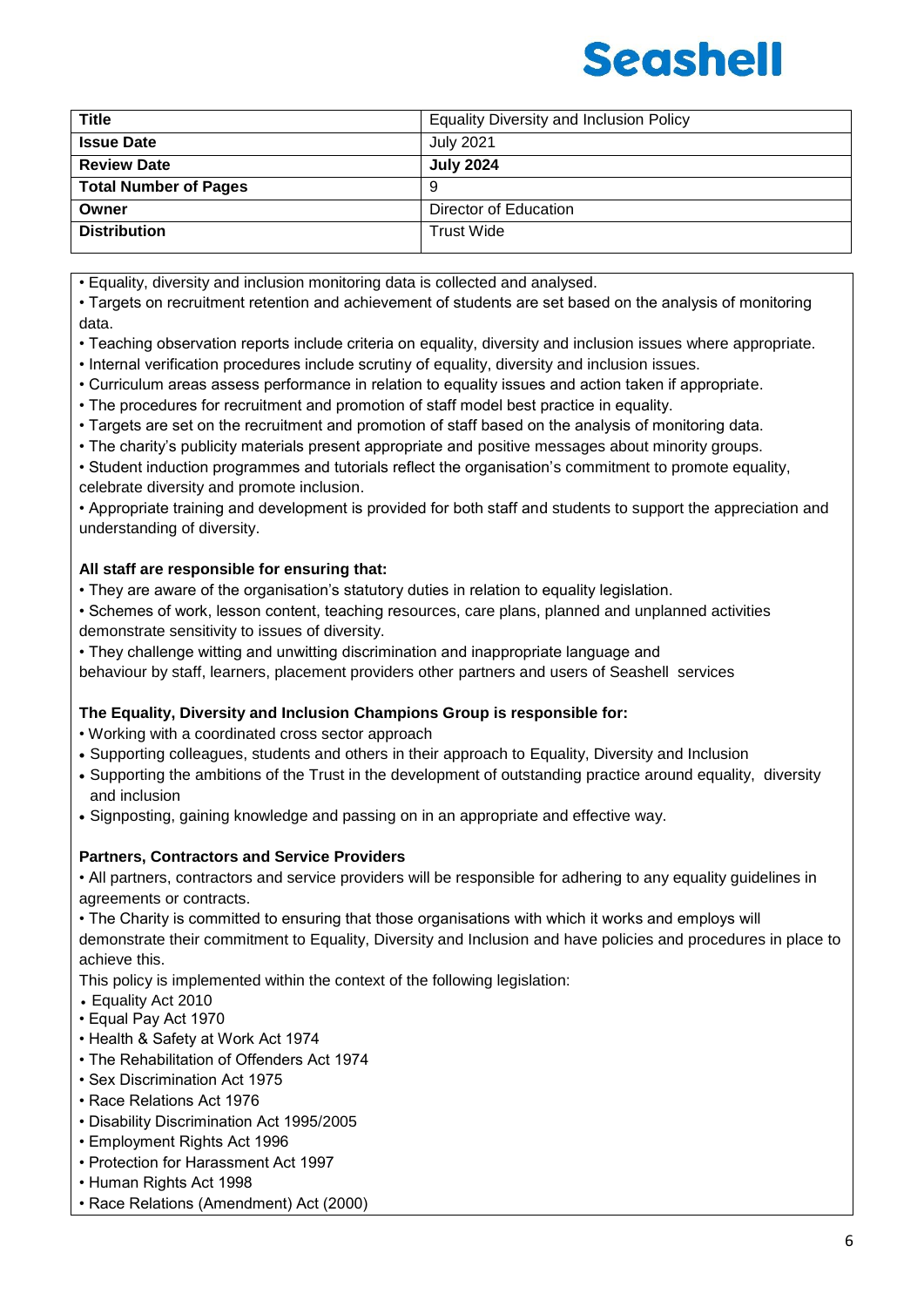| Title | Equality Diversity and Inclusion Policy |
| --- | --- |
| **Issue Date** | July 2021 |
| **Review Date** | **July 2024** |
| **Total Number of Pages** | 9 |
| **Owner** | Director of Education |
| **Distribution** | Trust Wide |

- Equality, diversity and inclusion monitoring data is collected and analysed.
- Targets on recruitment retention and achievement of students are set based on the analysis of monitoring data.
- Teaching observation reports include criteria on equality, diversity and inclusion issues where appropriate.
- Internal verification procedures include scrutiny of equality, diversity and inclusion issues.
- Curriculum areas assess performance in relation to equality issues and action taken if appropriate.
- The procedures for recruitment and promotion of staff model best practice in equality.
- Targets are set on the recruitment and promotion of staff based on the analysis of monitoring data.
- The charity's publicity materials present appropriate and positive messages about minority groups.
- Student induction programmes and tutorials reflect the organisation's commitment to promote equality, celebrate diversity and promote inclusion.
- Appropriate training and development is provided for both staff and students to support the appreciation and understanding of diversity.

**All staff are responsible for ensuring that:**

- They are aware of the organisation's statutory duties in relation to equality legislation.
- Schemes of work, lesson content, teaching resources, care plans, planned and unplanned activities demonstrate sensitivity to issues of diversity.
- They challenge witting and unwitting discrimination and inappropriate language and behaviour by staff, learners, placement providers other partners and users of Seashell services

**The Equality, Diversity and Inclusion Champions Group is responsible for:**

- Working with a coordinated cross sector approach
- Supporting colleagues, students and others in their approach to Equality, Diversity and Inclusion
- Supporting the ambitions of the Trust in the development of outstanding practice around equality, diversity and inclusion
- Signposting, gaining knowledge and passing on in an appropriate and effective way.

**Partners, Contractors and Service Providers**

- All partners, contractors and service providers will be responsible for adhering to any equality guidelines in agreements or contracts.
- The Charity is committed to ensuring that those organisations with which it works and employs will demonstrate their commitment to Equality, Diversity and Inclusion and have policies and procedures in place to achieve this.

This policy is implemented within the context of the following legislation:

- Equality Act 2010
- Equal Pay Act 1970
- Health & Safety at Work Act 1974
- The Rehabilitation of Offenders Act 1974
- Sex Discrimination Act 1975
- Race Relations Act 1976
- Disability Discrimination Act 1995/2005
- Employment Rights Act 1996
- Protection for Harassment Act 1997
- Human Rights Act 1998
- Race Relations (Amendment) Act (2000)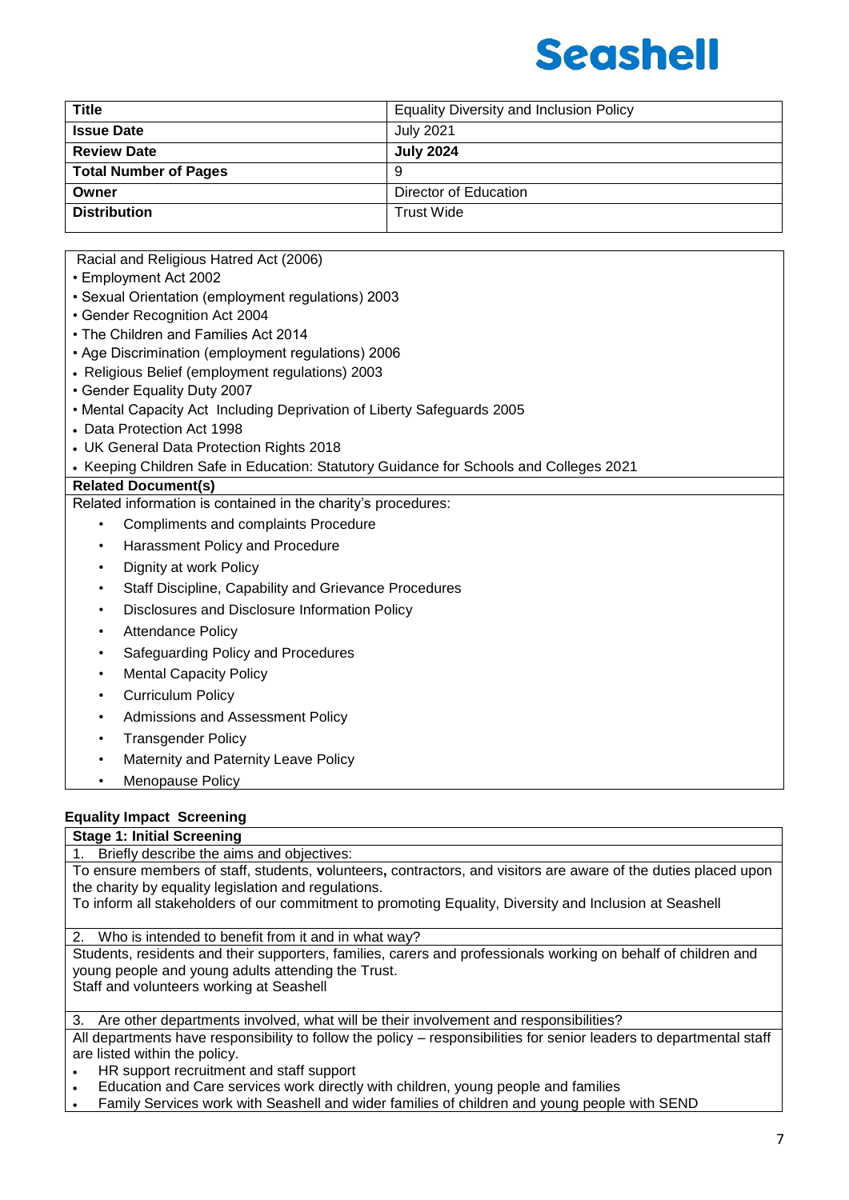**Seashell**

| Title | Equality Diversity and Inclusion Policy |
|---|---|
| **Issue Date** | July 2021 |
| **Review Date** | **July 2024** |
| **Total Number of Pages** | 9 |
| **Owner** | Director of Education |
| **Distribution** | Trust Wide |

Racial and Religious Hatred Act (2006)

- Employment Act 2002
- Sexual Orientation (employment regulations) 2003
- Gender Recognition Act 2004
- The Children and Families Act 2014
- Age Discrimination (employment regulations) 2006
- Religious Belief (employment regulations) 2003
- Gender Equality Duty 2007
- Mental Capacity Act Including Deprivation of Liberty Safeguards 2005
- Data Protection Act 1998
- UK General Data Protection Rights 2018
- Keeping Children Safe in Education: Statutory Guidance for Schools and Colleges 2021

**Related Document(s)**

Related information is contained in the charity's procedures:

- Compliments and complaints Procedure
- Harassment Policy and Procedure
- Dignity at work Policy
- Staff Discipline, Capability and Grievance Procedures
- Disclosures and Disclosure Information Policy
- Attendance Policy
- Safeguarding Policy and Procedures
- Mental Capacity Policy
- Curriculum Policy
- Admissions and Assessment Policy
- Transgender Policy
- Maternity and Paternity Leave Policy
- Menopause Policy

**Equality Impact Screening**

**Stage 1: Initial Screening**

1. Briefly describe the aims and objectives:

To ensure members of staff, students, **v**olunteers**,** contractors, and visitors are aware of the duties placed upon the charity by equality legislation and regulations.
To inform all stakeholders of our commitment to promoting Equality, Diversity and Inclusion at Seashell

2. Who is intended to benefit from it and in what way?

Students, residents and their supporters, families, carers and professionals working on behalf of children and young people and young adults attending the Trust.
Staff and volunteers working at Seashell

3. Are other departments involved, what will be their involvement and responsibilities?

All departments have responsibility to follow the policy – responsibilities for senior leaders to departmental staff are listed within the policy.

- HR support recruitment and staff support
- Education and Care services work directly with children, young people and families
- Family Services work with Seashell and wider families of children and young people with SEND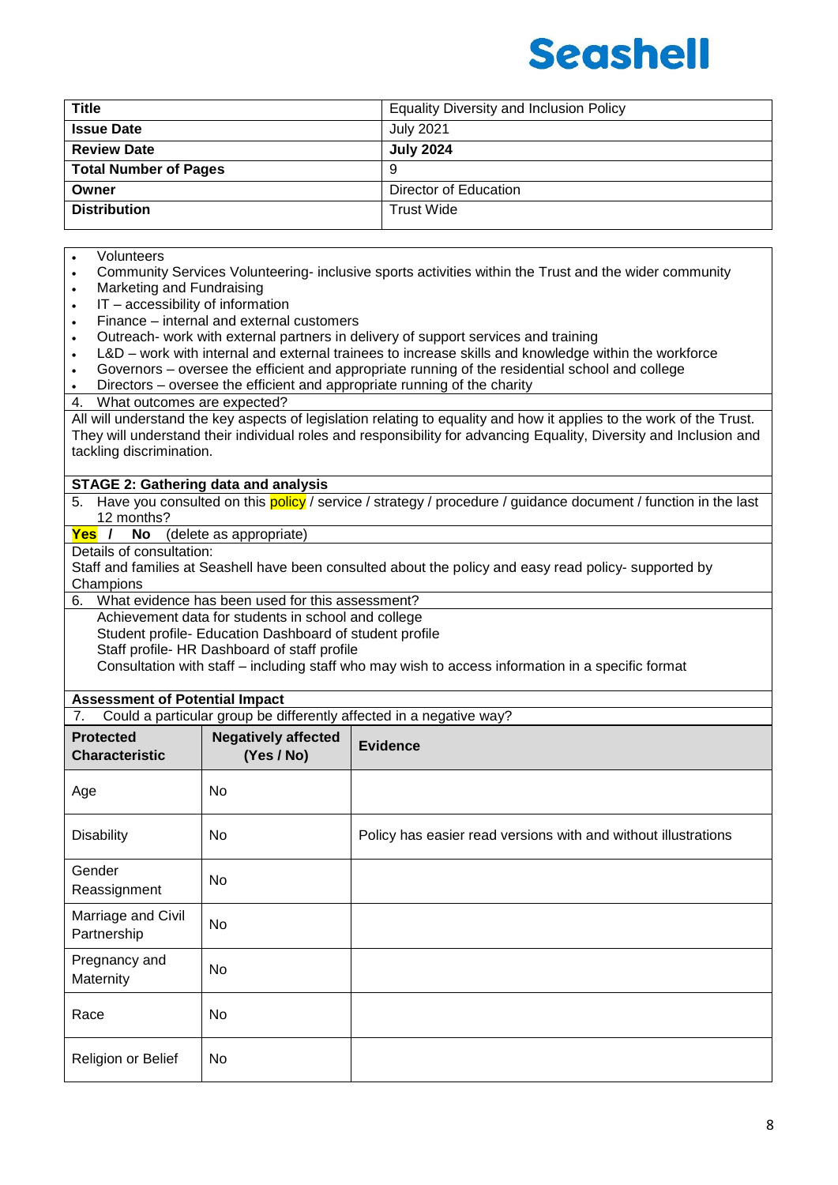Seashell

| Title | Equality Diversity and Inclusion Policy |
|---|---|
| **Issue Date** | July 2021 |
| **Review Date** | **July 2024** |
| **Total Number of Pages** | 9 |
| **Owner** | Director of Education |
| **Distribution** | Trust Wide |

- Volunteers
- Community Services Volunteering- inclusive sports activities within the Trust and the wider community
- Marketing and Fundraising
- IT – accessibility of information
- Finance – internal and external customers
- Outreach- work with external partners in delivery of support services and training
- L&D – work with internal and external trainees to increase skills and knowledge within the workforce
- Governors – oversee the efficient and appropriate running of the residential school and college
- Directors – oversee the efficient and appropriate running of the charity

4. What outcomes are expected?

All will understand the key aspects of legislation relating to equality and how it applies to the work of the Trust. They will understand their individual roles and responsibility for advancing Equality, Diversity and Inclusion and tackling discrimination.

**STAGE 2: Gathering data and analysis**

5. Have you consulted on this policy / service / strategy / procedure / guidance document / function in the last 12 months?

**Yes / No** (delete as appropriate)

Details of consultation:
Staff and families at Seashell have been consulted about the policy and easy read policy- supported by Champions

6. What evidence has been used for this assessment?

Achievement data for students in school and college
Student profile- Education Dashboard of student profile
Staff profile- HR Dashboard of staff profile
Consultation with staff – including staff who may wish to access information in a specific format

**Assessment of Potential Impact**

7. Could a particular group be differently affected in a negative way?

| Protected Characteristic | Negatively affected (Yes / No) | Evidence |
|---|---|---|
| Age | No | |
| Disability | No | Policy has easier read versions with and without illustrations |
| Gender Reassignment | No | |
| Marriage and Civil Partnership | No | |
| Pregnancy and Maternity | No | |
| Race | No | |
| Religion or Belief | No | |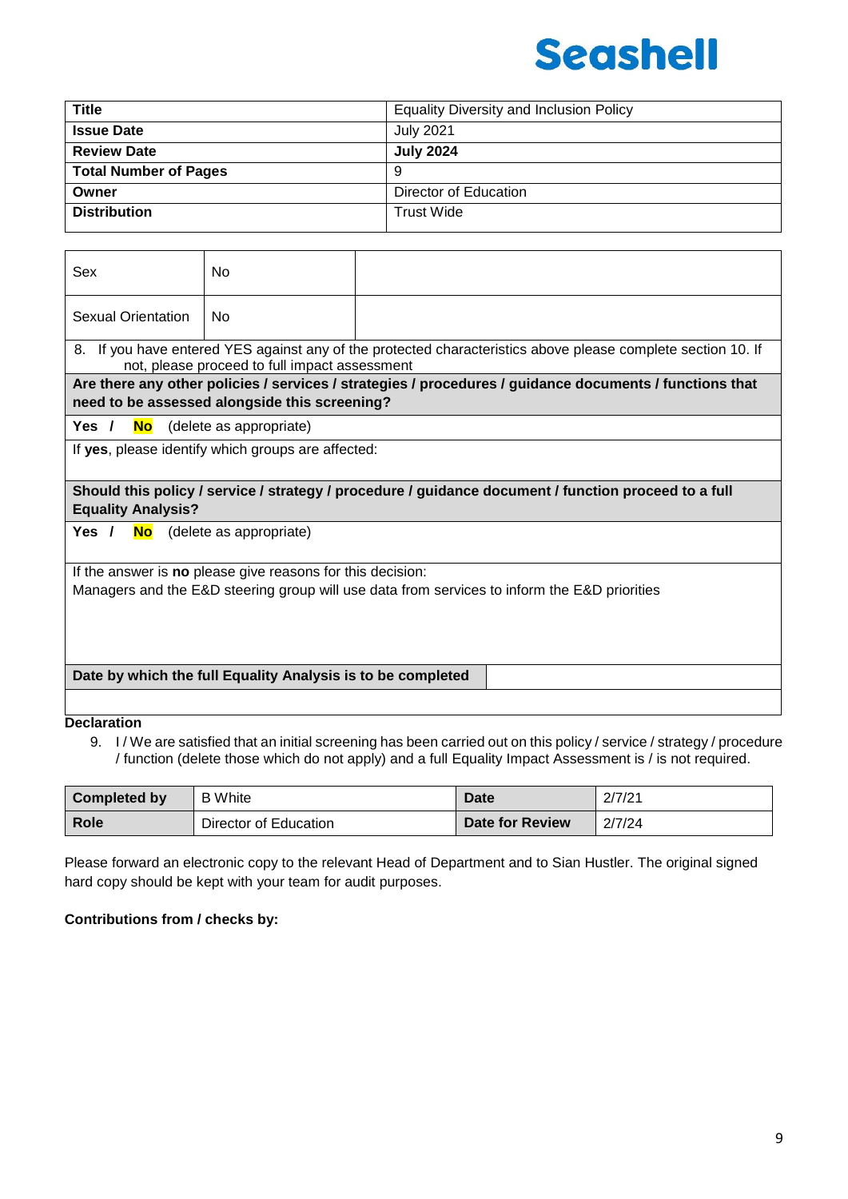Seashell

| | |
|---|---|
| **Title** | Equality Diversity and Inclusion Policy |
| **Issue Date** | July 2021 |
| **Review Date** | **July 2024** |
| **Total Number of Pages** | 9 |
| **Owner** | Director of Education |
| **Distribution** | Trust Wide |

| | | |
|---|---|---|
| Sex | No | |
| Sexual Orientation | No | |

8. If you have entered YES against any of the protected characteristics above please complete section 10. If not, please proceed to full impact assessment

**Are there any other policies / services / strategies / procedures / guidance documents / functions that need to be assessed alongside this screening?**

**Yes / No** (delete as appropriate)

If **yes**, please identify which groups are affected:

**Should this policy / service / strategy / procedure / guidance document / function proceed to a full Equality Analysis?**

**Yes / No** (delete as appropriate)

If the answer is **no** please give reasons for this decision:
Managers and the E&D steering group will use data from services to inform the E&D priorities

| **Date by which the full Equality Analysis is to be completed** | |
|---|---|

**Declaration**

9. I / We are satisfied that an initial screening has been carried out on this policy / service / strategy / procedure / function (delete those which do not apply) and a full Equality Impact Assessment is / is not required.

| | | | |
|---|---|---|---|
| **Completed by** | B White | **Date** | 2/7/21 |
| **Role** | Director of Education | **Date for Review** | 2/7/24 |

Please forward an electronic copy to the relevant Head of Department and to Sian Hustler. The original signed hard copy should be kept with your team for audit purposes.

**Contributions from / checks by:**